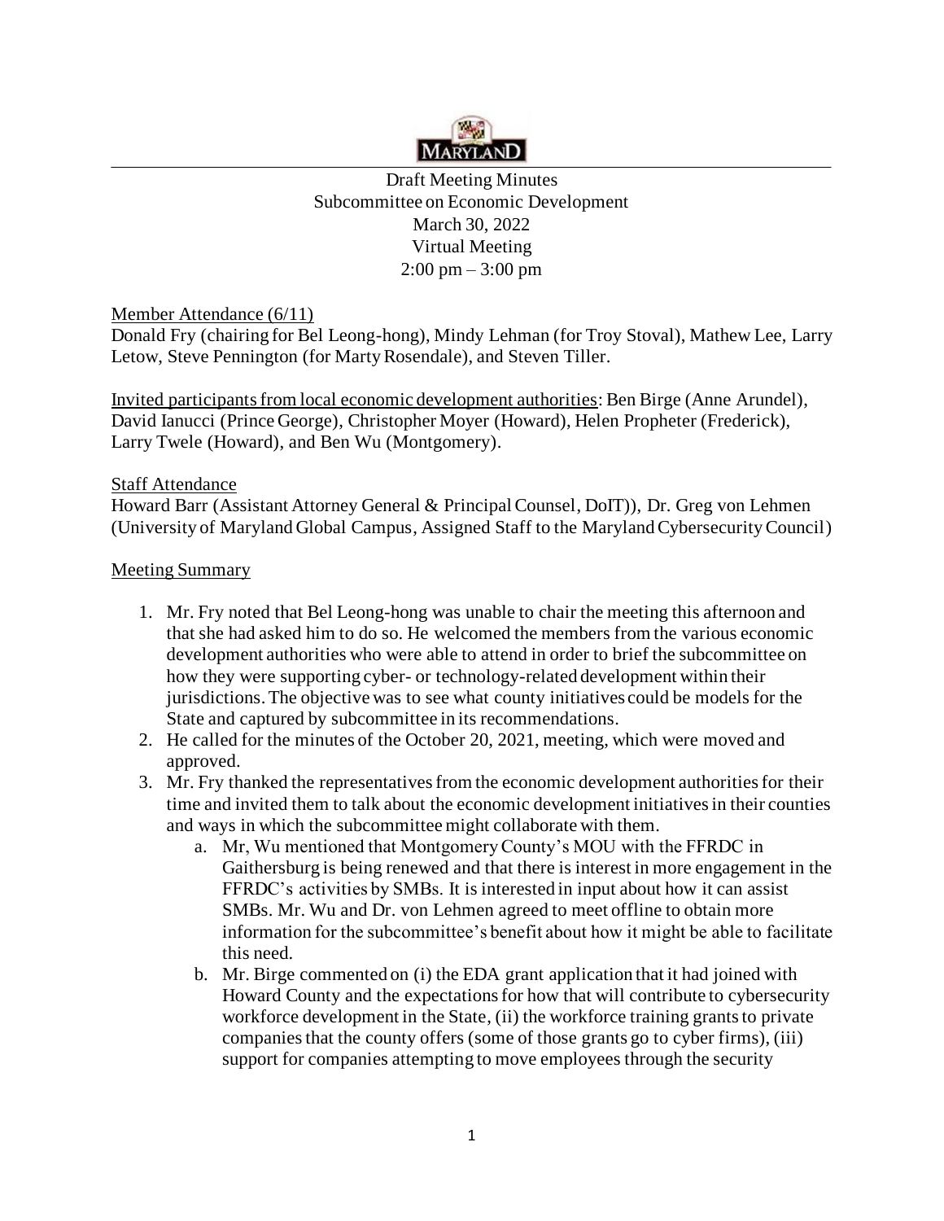Draft Meeting Minutes
Subcommittee on Economic Development
March 30, 2022
Virtual Meeting
2:00 pm – 3:00 pm

Member Attendance (6/11)

Donald Fry (chairing for Bel Leong-hong), Mindy Lehman (for Troy Stoval), Mathew Lee, Larry Letow, Steve Pennington (for Marty Rosendale), and Steven Tiller.

Invited participants from local economic development authorities: Ben Birge (Anne Arundel), David Ianucci (Prince George), Christopher Moyer (Howard), Helen Propheter (Frederick), Larry Twele (Howard), and Ben Wu (Montgomery).

Staff Attendance

Howard Barr (Assistant Attorney General & Principal Counsel, DoIT)), Dr. Greg von Lehmen (University of Maryland Global Campus, Assigned Staff to the Maryland Cybersecurity Council)

Meeting Summary

1. Mr. Fry noted that Bel Leong-hong was unable to chair the meeting this afternoon and that she had asked him to do so. He welcomed the members from the various economic development authorities who were able to attend in order to brief the subcommittee on how they were supporting cyber- or technology-related development within their jurisdictions. The objective was to see what county initiatives could be models for the State and captured by subcommittee in its recommendations.
2. He called for the minutes of the October 20, 2021, meeting, which were moved and approved.
3. Mr. Fry thanked the representatives from the economic development authorities for their time and invited them to talk about the economic development initiatives in their counties and ways in which the subcommittee might collaborate with them.
   a. Mr, Wu mentioned that Montgomery County's MOU with the FFRDC in Gaithersburg is being renewed and that there is interest in more engagement in the FFRDC's activities by SMBs. It is interested in input about how it can assist SMBs. Mr. Wu and Dr. von Lehmen agreed to meet offline to obtain more information for the subcommittee's benefit about how it might be able to facilitate this need.
   b. Mr. Birge commented on (i) the EDA grant application that it had joined with Howard County and the expectations for how that will contribute to cybersecurity workforce development in the State, (ii) the workforce training grants to private companies that the county offers (some of those grants go to cyber firms), (iii) support for companies attempting to move employees through the security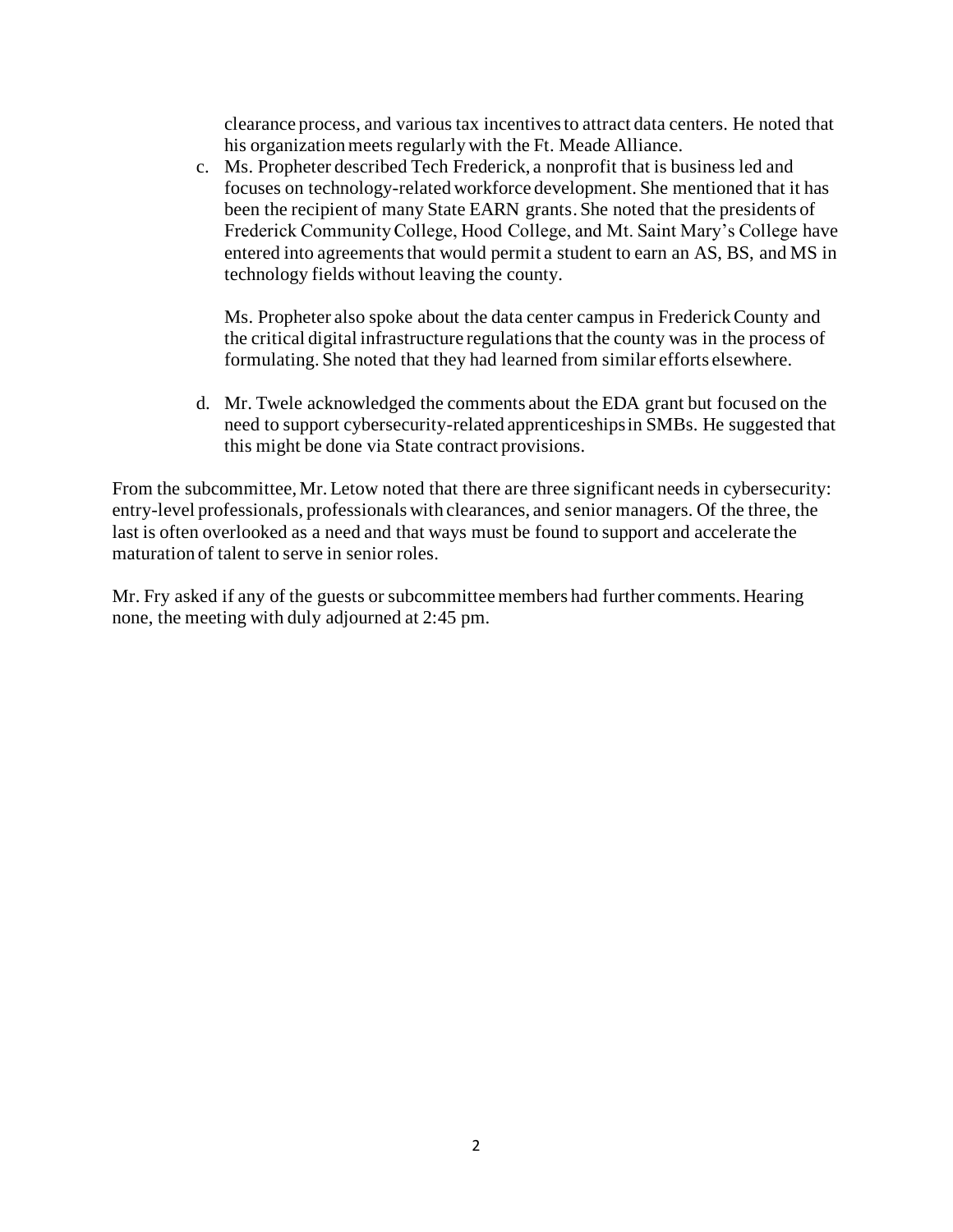clearance process, and various tax incentives to attract data centers. He noted that his organization meets regularly with the Ft. Meade Alliance.

c. Ms. Propheter described Tech Frederick, a nonprofit that is business led and focuses on technology-related workforce development. She mentioned that it has been the recipient of many State EARN grants. She noted that the presidents of Frederick Community College, Hood College, and Mt. Saint Mary's College have entered into agreements that would permit a student to earn an AS, BS, and MS in technology fields without leaving the county.

   Ms. Propheter also spoke about the data center campus in Frederick County and the critical digital infrastructure regulations that the county was in the process of formulating. She noted that they had learned from similar efforts elsewhere.

d. Mr. Twele acknowledged the comments about the EDA grant but focused on the need to support cybersecurity-related apprenticeships in SMBs. He suggested that this might be done via State contract provisions.

From the subcommittee, Mr. Letow noted that there are three significant needs in cybersecurity: entry-level professionals, professionals with clearances, and senior managers. Of the three, the last is often overlooked as a need and that ways must be found to support and accelerate the maturation of talent to serve in senior roles.

Mr. Fry asked if any of the guests or subcommittee members had further comments. Hearing none, the meeting with duly adjourned at 2:45 pm.